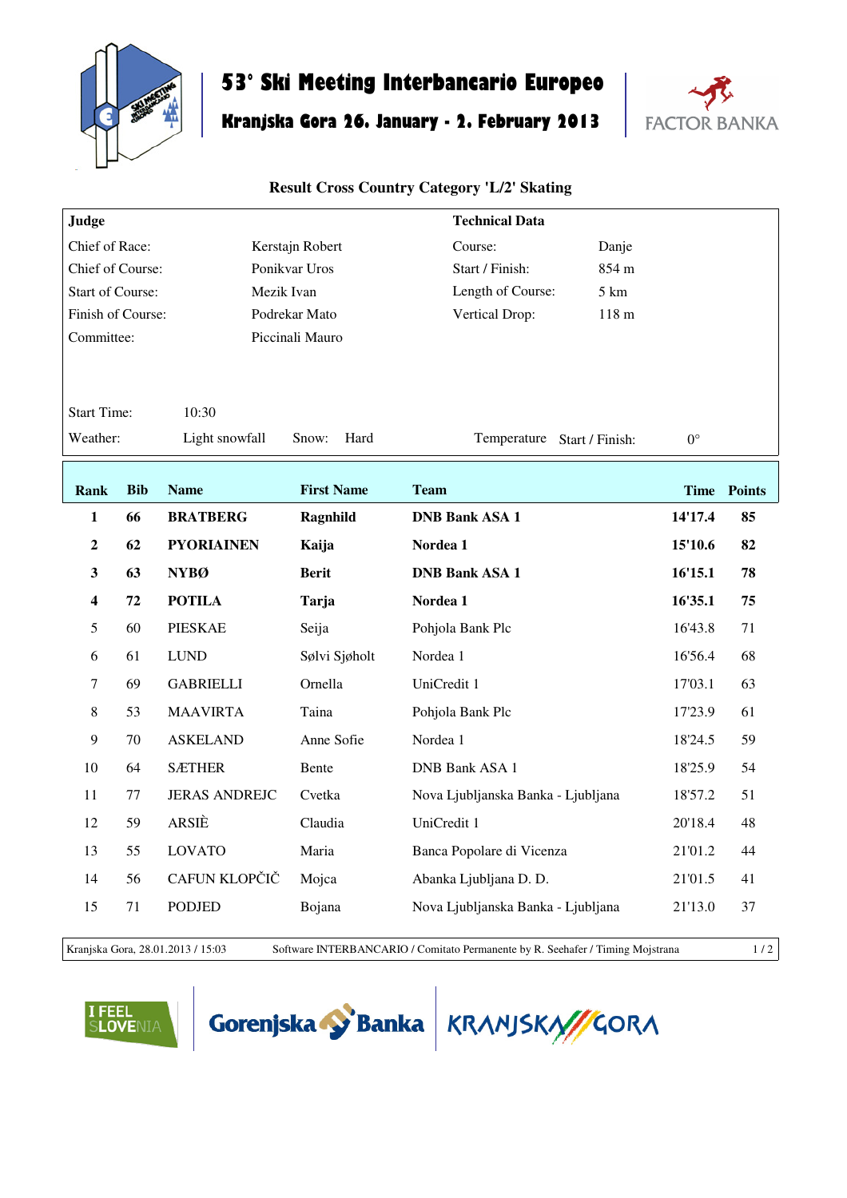# 53° Ski Meeting Interbancario Europeo

## Kranjska Gora 26. January - 2. February 2013

FACTOR BANKA

### Result Cross Country Category 'L/2' Skating

| Judge | | Technical Data | |
|---|---|---|---|
| Chief of Race: | Kerstajn Robert | Course: | Danje |
| Chief of Course: | Ponikvar Uros | Start / Finish: | 854 m |
| Start of Course: | Mezik Ivan | Length of Course: | 5 km |
| Finish of Course: | Podrekar Mato | Vertical Drop: | 118 m |
| Committee: | Piccinali Mauro | | |

Start Time: 10:30

Weather: Light snowfall Snow: Hard Temperature Start / Finish: 0°

| Rank | Bib | Name | First Name | Team | Time | Points |
|---|---|---|---|---|---|---|
| **1** | **66** | **BRATBERG** | **Ragnhild** | **DNB Bank ASA 1** | **14'17.4** | **85** |
| **2** | **62** | **PYORIAINEN** | **Kaija** | **Nordea 1** | **15'10.6** | **82** |
| **3** | **63** | **NYBØ** | **Berit** | **DNB Bank ASA 1** | **16'15.1** | **78** |
| **4** | **72** | **POTILA** | **Tarja** | **Nordea 1** | **16'35.1** | **75** |
| 5 | 60 | PIESKAE | Seija | Pohjola Bank Plc | 16'43.8 | 71 |
| 6 | 61 | LUND | Sølvi Sjøholt | Nordea 1 | 16'56.4 | 68 |
| 7 | 69 | GABRIELLI | Ornella | UniCredit 1 | 17'03.1 | 63 |
| 8 | 53 | MAAVIRTA | Taina | Pohjola Bank Plc | 17'23.9 | 61 |
| 9 | 70 | ASKELAND | Anne Sofie | Nordea 1 | 18'24.5 | 59 |
| 10 | 64 | SÆTHER | Bente | DNB Bank ASA 1 | 18'25.9 | 54 |
| 11 | 77 | JERAS ANDREJC | Cvetka | Nova Ljubljanska Banka - Ljubljana | 18'57.2 | 51 |
| 12 | 59 | ARSIÈ | Claudia | UniCredit 1 | 20'18.4 | 48 |
| 13 | 55 | LOVATO | Maria | Banca Popolare di Vicenza | 21'01.2 | 44 |
| 14 | 56 | CAFUN KLOPČIČ | Mojca | Abanka Ljubljana D. D. | 21'01.5 | 41 |
| 15 | 71 | PODJED | Bojana | Nova Ljubljanska Banka - Ljubljana | 21'13.0 | 37 |

Kranjska Gora, 28.01.2013 / 15:03 Software INTERBANCARIO / Comitato Permanente by R. Seehafer / Timing Mojstrana

I FEEL SLOVENIA Gorenjska Banka KRANJSKA GORA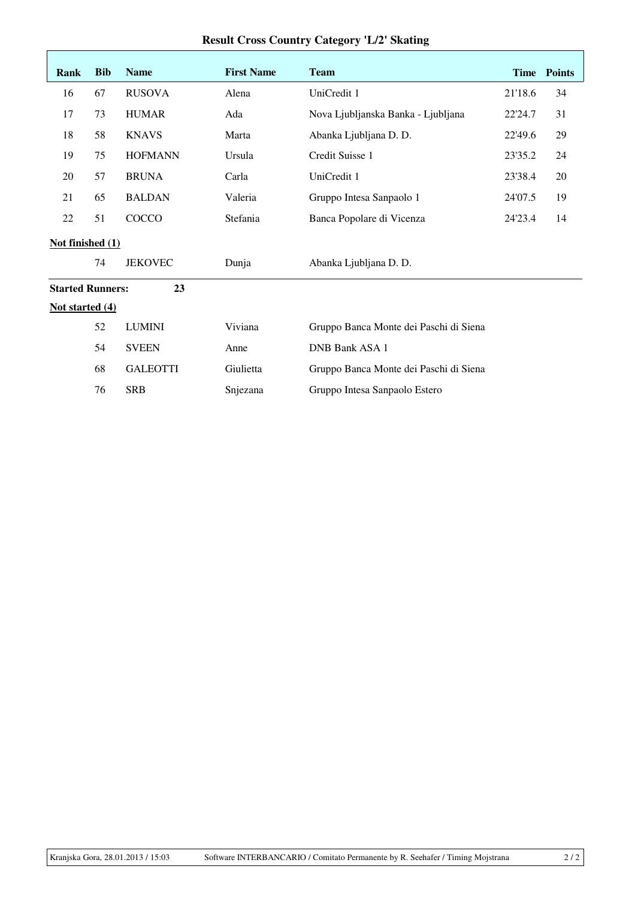## Result Cross Country Category 'L/2' Skating

| Rank | Bib | Name | First Name | Team | Time | Points |
|---|---|---|---|---|---|---|
| 16 | 67 | RUSOVA | Alena | UniCredit 1 | 21'18.6 | 34 |
| 17 | 73 | HUMAR | Ada | Nova Ljubljanska Banka - Ljubljana | 22'24.7 | 31 |
| 18 | 58 | KNAVS | Marta | Abanka Ljubljana D. D. | 22'49.6 | 29 |
| 19 | 75 | HOFMANN | Ursula | Credit Suisse 1 | 23'35.2 | 24 |
| 20 | 57 | BRUNA | Carla | UniCredit 1 | 23'38.4 | 20 |
| 21 | 65 | BALDAN | Valeria | Gruppo Intesa Sanpaolo 1 | 24'07.5 | 19 |
| 22 | 51 | COCCO | Stefania | Banca Popolare di Vicenza | 24'23.4 | 14 |

**Not finished (1)**

| Bib | Name | First Name | Team |
|---|---|---|---|
| 74 | JEKOVEC | Dunja | Abanka Ljubljana D. D. |

**Started Runners:** 23

**Not started (4)**

| Bib | Name | First Name | Team |
|---|---|---|---|
| 52 | LUMINI | Viviana | Gruppo Banca Monte dei Paschi di Siena |
| 54 | SVEEN | Anne | DNB Bank ASA 1 |
| 68 | GALEOTTI | Giulietta | Gruppo Banca Monte dei Paschi di Siena |
| 76 | SRB | Snjezana | Gruppo Intesa Sanpaolo Estero |

Kranjska Gora, 28.01.2013 / 15:03 Software INTERBANCARIO / Comitato Permanente by R. Seehafer / Timing Mojstrana